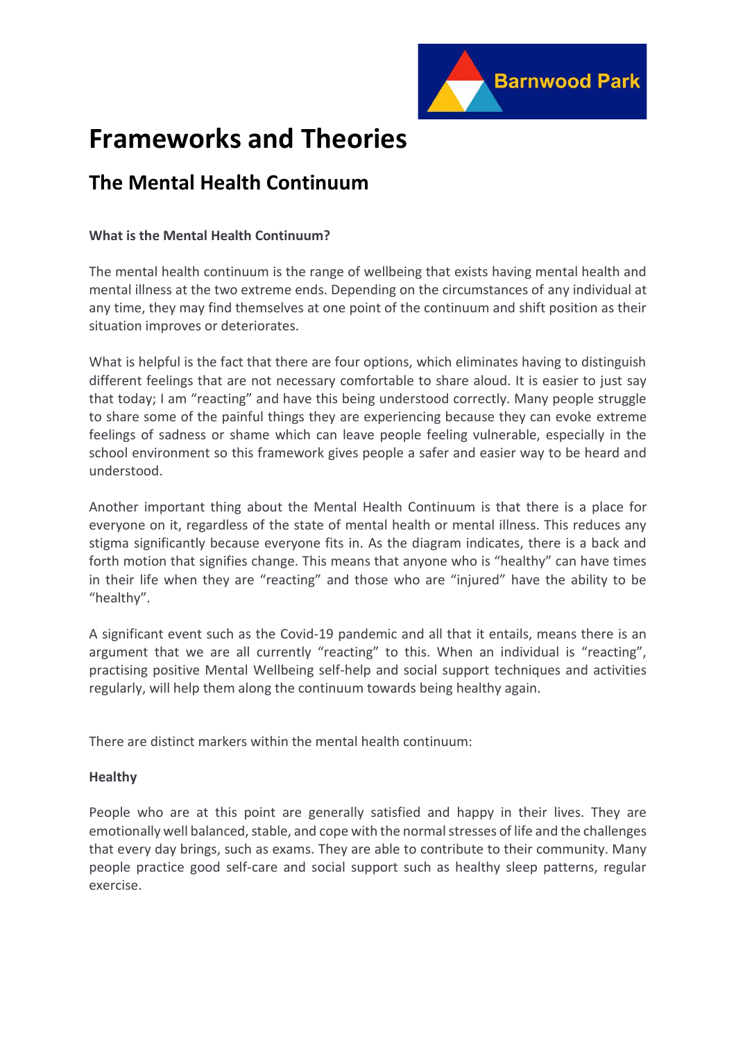# Frameworks and Theories

## The Mental Health Continuum

**What is the Mental Health Continuum?**

The mental health continuum is the range of wellbeing that exists having mental health and mental illness at the two extreme ends. Depending on the circumstances of any individual at any time, they may find themselves at one point of the continuum and shift position as their situation improves or deteriorates.

What is helpful is the fact that there are four options, which eliminates having to distinguish different feelings that are not necessary comfortable to share aloud. It is easier to just say that today; I am "reacting" and have this being understood correctly. Many people struggle to share some of the painful things they are experiencing because they can evoke extreme feelings of sadness or shame which can leave people feeling vulnerable, especially in the school environment so this framework gives people a safer and easier way to be heard and understood.

Another important thing about the Mental Health Continuum is that there is a place for everyone on it, regardless of the state of mental health or mental illness. This reduces any stigma significantly because everyone fits in. As the diagram indicates, there is a back and forth motion that signifies change. This means that anyone who is "healthy" can have times in their life when they are "reacting" and those who are "injured" have the ability to be "healthy".

A significant event such as the Covid-19 pandemic and all that it entails, means there is an argument that we are all currently "reacting" to this. When an individual is "reacting", practising positive Mental Wellbeing self-help and social support techniques and activities regularly, will help them along the continuum towards being healthy again.

There are distinct markers within the mental health continuum:

**Healthy**

People who are at this point are generally satisfied and happy in their lives. They are emotionally well balanced, stable, and cope with the normal stresses of life and the challenges that every day brings, such as exams. They are able to contribute to their community. Many people practice good self-care and social support such as healthy sleep patterns, regular exercise.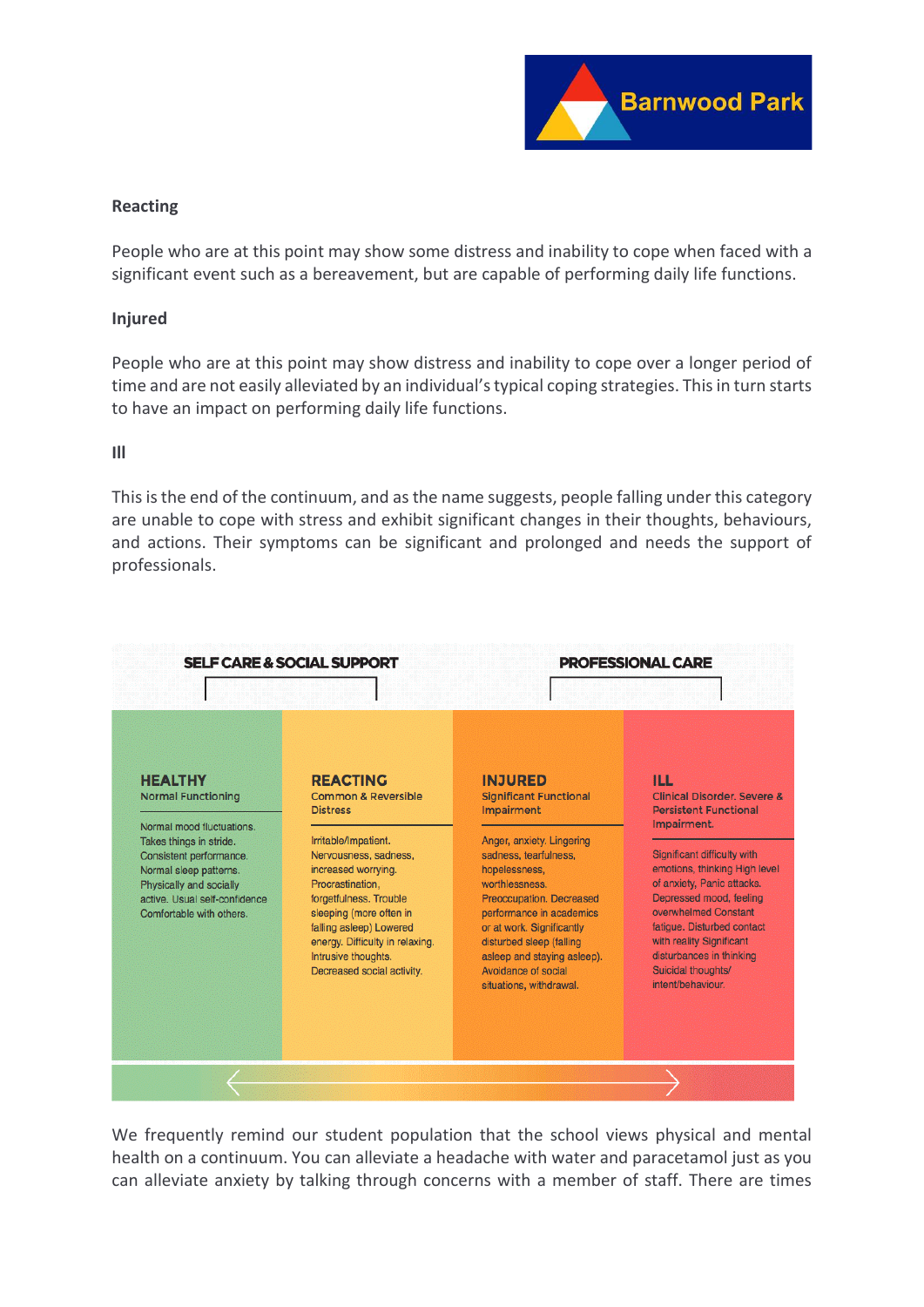**Reacting**

People who are at this point may show some distress and inability to cope when faced with a significant event such as a bereavement, but are capable of performing daily life functions.

**Injured**

People who are at this point may show distress and inability to cope over a longer period of time and are not easily alleviated by an individual's typical coping strategies. This in turn starts to have an impact on performing daily life functions.

**Ill**

This is the end of the continuum, and as the name suggests, people falling under this category are unable to cope with stress and exhibit significant changes in their thoughts, behaviours, and actions. Their symptoms can be significant and prolonged and needs the support of professionals.

| SELF CARE & SOCIAL SUPPORT | | PROFESSIONAL CARE | |
|---|---|---|---|
| **HEALTHY** Normal Functioning | **REACTING** Common & Reversible Distress | **INJURED** Significant Functional Impairment | **ILL** Clinical Disorder. Severe & Persistent Functional Impairment. |
| Normal mood fluctuations. Takes things in stride. Consistent performance. Normal sleep patterns. Physically and socially active. Usual self-confidence Comfortable with others. | Irritable/Impatient. Nervousness, sadness, increased worrying. Procrastination, forgetfulness. Trouble sleeping (more often in falling asleep) Lowered energy. Difficulty in relaxing. Intrusive thoughts. Decreased social activity. | Anger, anxiety. Lingering sadness, tearfulness, hopelessness, worthlessness. Preoccupation. Decreased performance in academics or at work. Significantly disturbed sleep (falling asleep and staying asleep). Avoidance of social situations, withdrawal. | Significant difficulty with emotions, thinking High level of anxiety, Panic attacks. Depressed mood, feeling overwhelmed Constant fatigue. Disturbed contact with reality Significant disturbances in thinking Suicidal thoughts/ intent/behaviour. |

We frequently remind our student population that the school views physical and mental health on a continuum. You can alleviate a headache with water and paracetamol just as you can alleviate anxiety by talking through concerns with a member of staff. There are times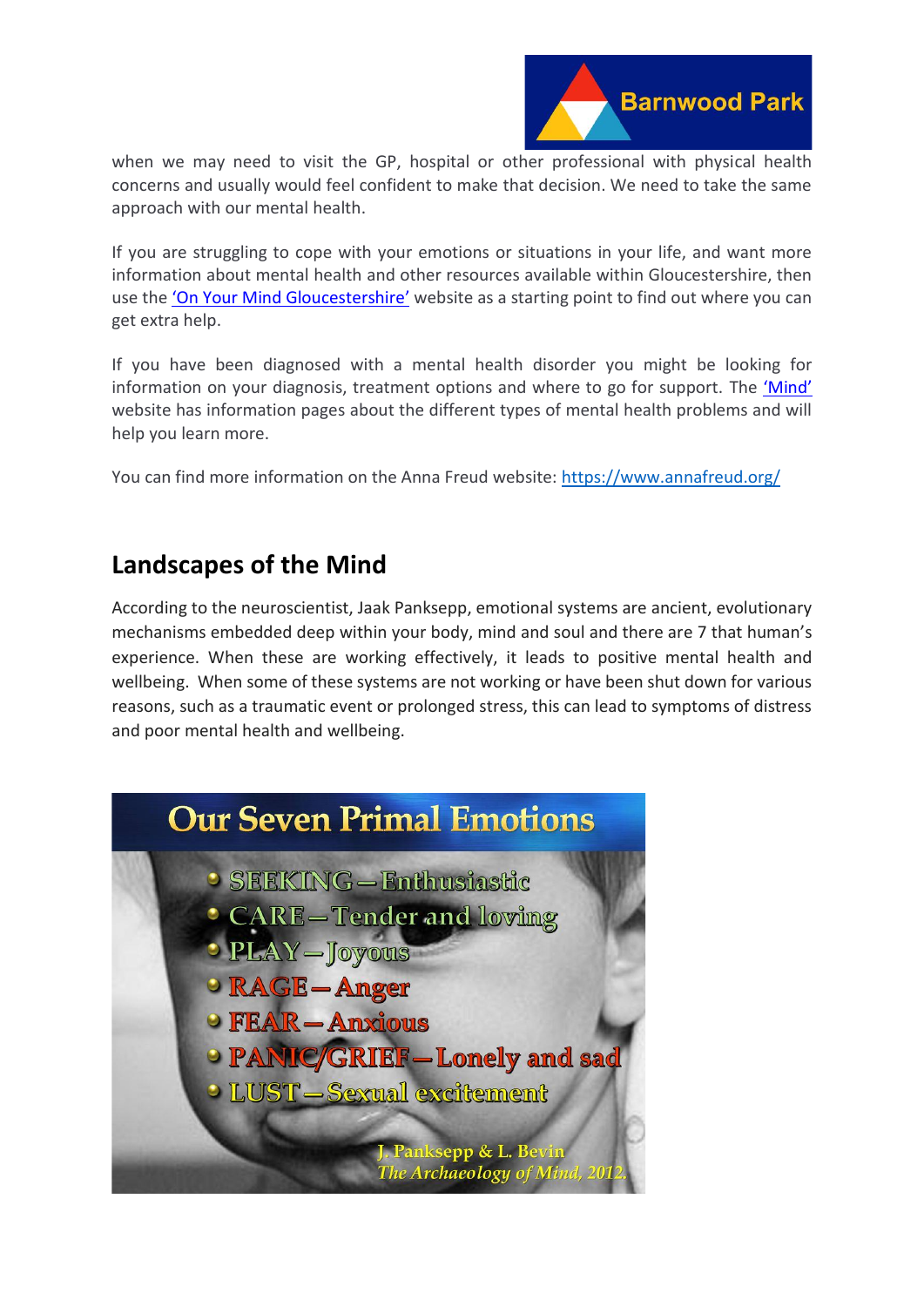when we may need to visit the GP, hospital or other professional with physical health concerns and usually would feel confident to make that decision. We need to take the same approach with our mental health.

If you are struggling to cope with your emotions or situations in your life, and want more information about mental health and other resources available within Gloucestershire, then use the 'On Your Mind Gloucestershire' website as a starting point to find out where you can get extra help.

If you have been diagnosed with a mental health disorder you might be looking for information on your diagnosis, treatment options and where to go for support. The 'Mind' website has information pages about the different types of mental health problems and will help you learn more.

You can find more information on the Anna Freud website: https://www.annafreud.org/

## Landscapes of the Mind

According to the neuroscientist, Jaak Panksepp, emotional systems are ancient, evolutionary mechanisms embedded deep within your body, mind and soul and there are 7 that human's experience. When these are working effectively, it leads to positive mental health and wellbeing. When some of these systems are not working or have been shut down for various reasons, such as a traumatic event or prolonged stress, this can lead to symptoms of distress and poor mental health and wellbeing.

**Our Seven Primal Emotions**

- SEEKING – Enthusiastic
- CARE – Tender and loving
- PLAY – Joyous
- RAGE – Anger
- FEAR – Anxious
- PANIC/GRIEF – Lonely and sad
- LUST – Sexual excitement

J. Panksepp & L. Bevin
*The Archaeology of Mind, 2012.*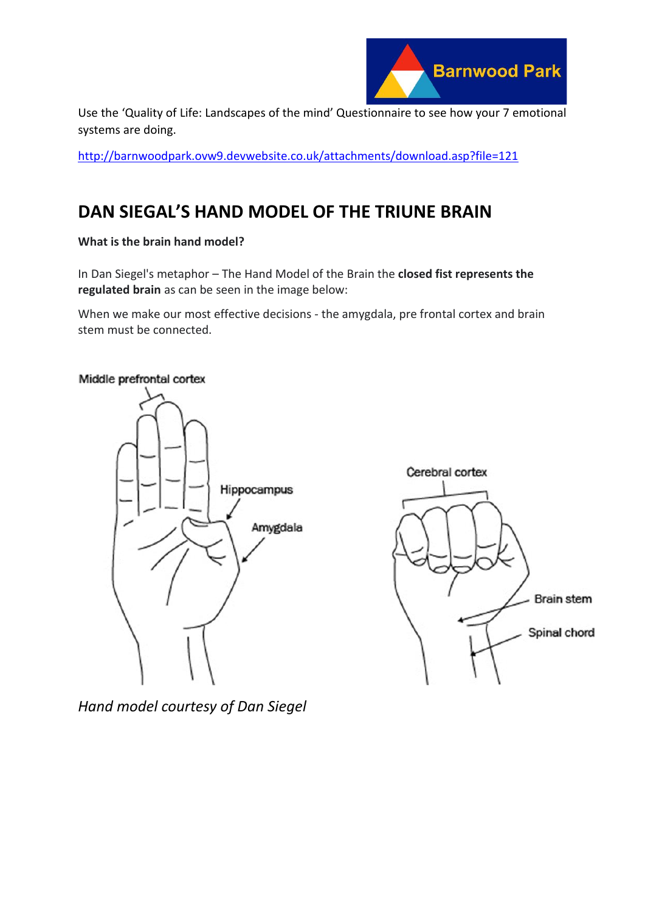Use the 'Quality of Life: Landscapes of the mind' Questionnaire to see how your 7 emotional systems are doing.

http://barnwoodpark.ovw9.devwebsite.co.uk/attachments/download.asp?file=121

## DAN SIEGAL'S HAND MODEL OF THE TRIUNE BRAIN

**What is the brain hand model?**

In Dan Siegel's metaphor – The Hand Model of the Brain the **closed fist represents the regulated brain** as can be seen in the image below:

When we make our most effective decisions - the amygdala, pre frontal cortex and brain stem must be connected.

Middle prefrontal cortex

Hippocampus

Amygdala

Cerebral cortex

Brain stem

Spinal chord

*Hand model courtesy of Dan Siegel*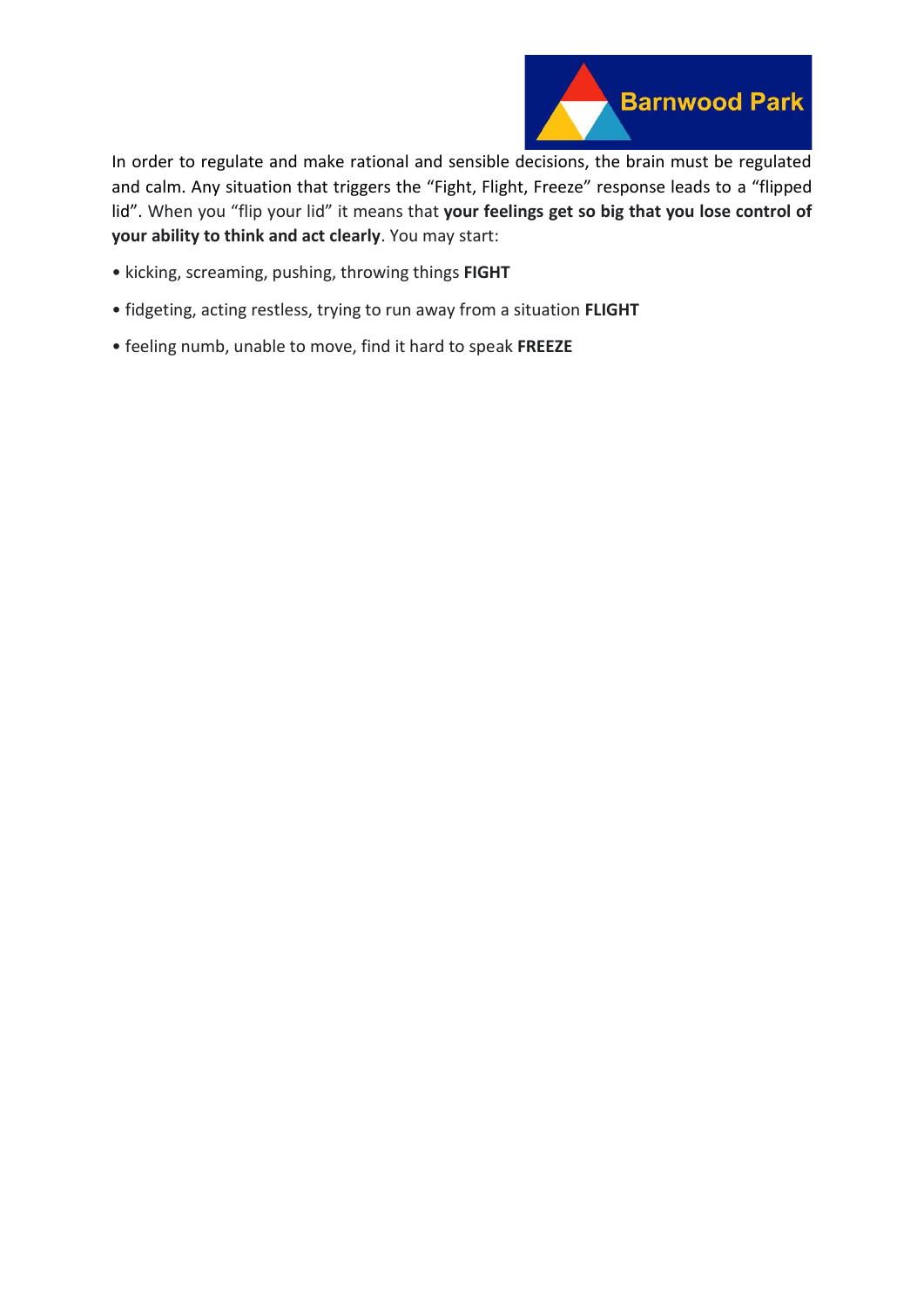In order to regulate and make rational and sensible decisions, the brain must be regulated and calm. Any situation that triggers the "Fight, Flight, Freeze" response leads to a "flipped lid". When you "flip your lid" it means that **your feelings get so big that you lose control of your ability to think and act clearly**. You may start:

- kicking, screaming, pushing, throwing things **FIGHT**
- fidgeting, acting restless, trying to run away from a situation **FLIGHT**
- feeling numb, unable to move, find it hard to speak **FREEZE**